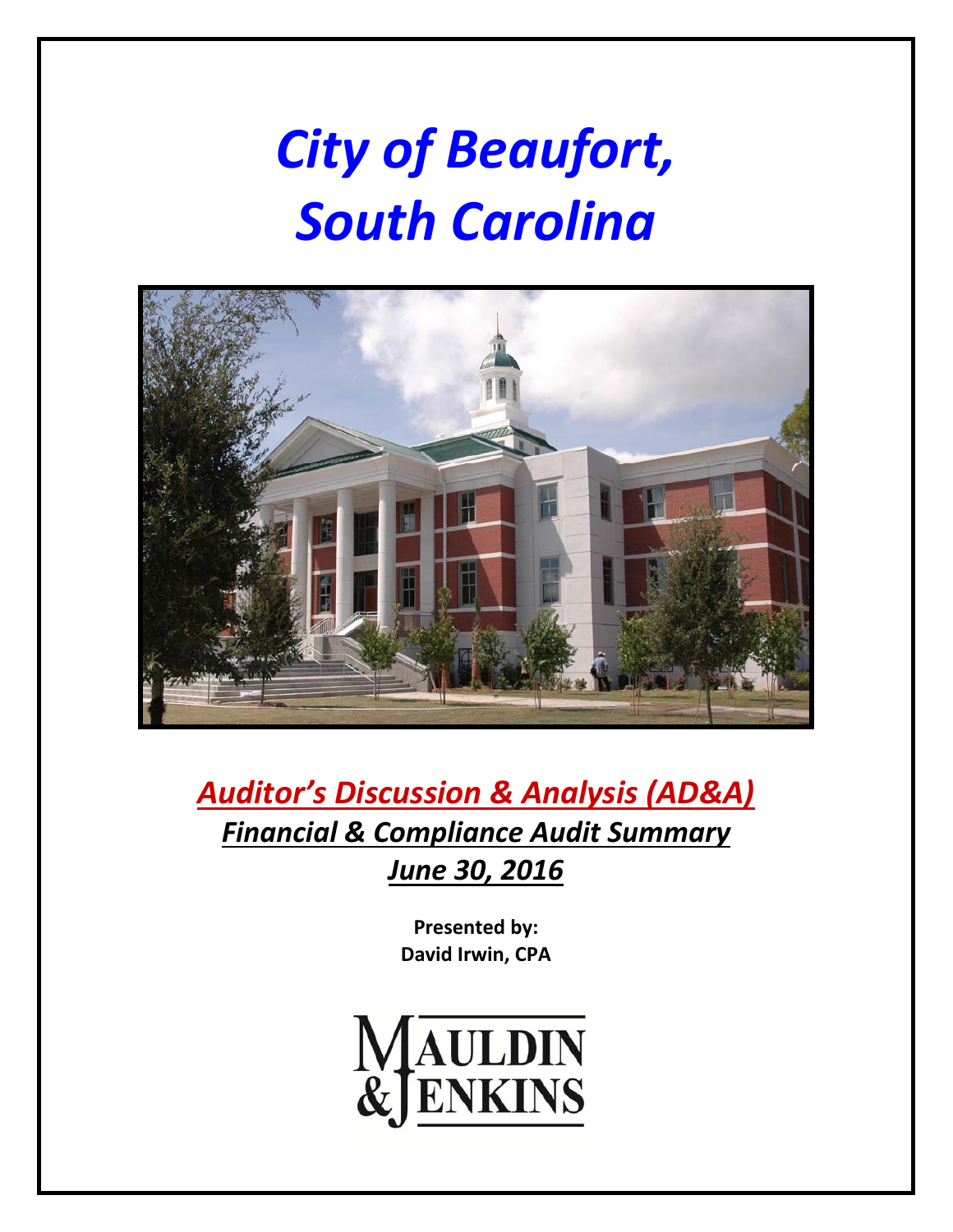# *City of Beaufort, South Carolina*

## *Auditor's Discussion & Analysis (AD&A)*

### *Financial & Compliance Audit Summary*

### *June 30, 2016*

**Presented by:**
**David Irwin, CPA**

MAULDIN & JENKINS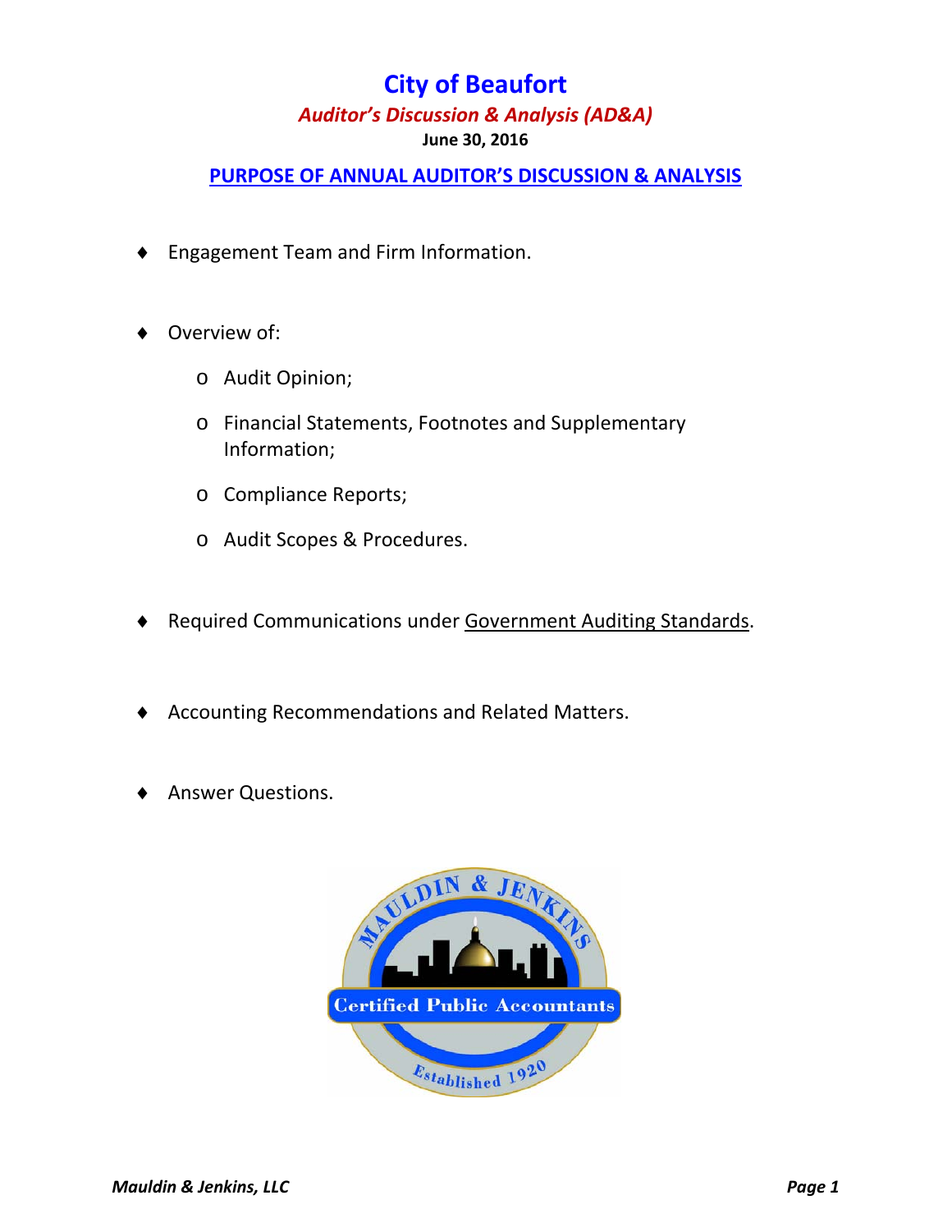# City of Beaufort

## *Auditor's Discussion & Analysis (AD&A)*

**June 30, 2016**

## PURPOSE OF ANNUAL AUDITOR'S DISCUSSION & ANALYSIS

- Engagement Team and Firm Information.

- Overview of:
  - Audit Opinion;
  - Financial Statements, Footnotes and Supplementary Information;
  - Compliance Reports;
  - Audit Scopes & Procedures.

- Required Communications under Government Auditing Standards.

- Accounting Recommendations and Related Matters.

- Answer Questions.

MAULDIN & JENKINS

Certified Public Accountants

Established 1920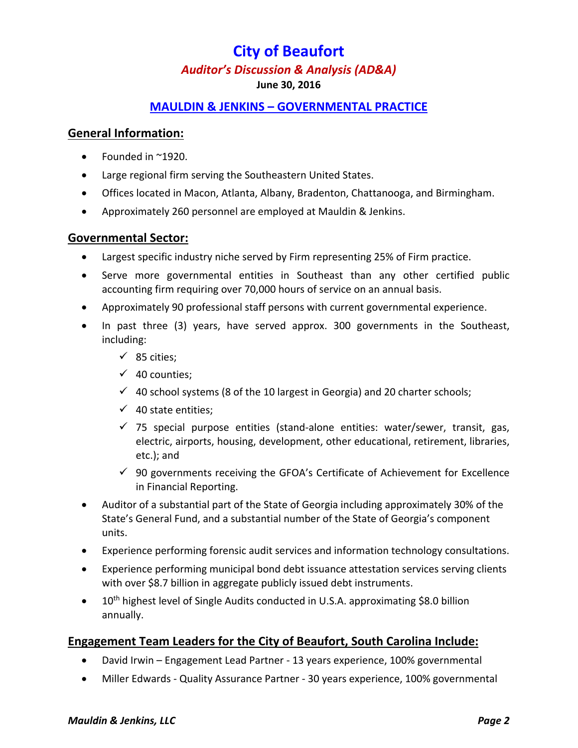# City of Beaufort

## *Auditor's Discussion & Analysis (AD&A)*

**June 30, 2016**

## MAULDIN & JENKINS – GOVERNMENTAL PRACTICE

### General Information:

- Founded in ~1920.
- Large regional firm serving the Southeastern United States.
- Offices located in Macon, Atlanta, Albany, Bradenton, Chattanooga, and Birmingham.
- Approximately 260 personnel are employed at Mauldin & Jenkins.

### Governmental Sector:

- Largest specific industry niche served by Firm representing 25% of Firm practice.
- Serve more governmental entities in Southeast than any other certified public accounting firm requiring over 70,000 hours of service on an annual basis.
- Approximately 90 professional staff persons with current governmental experience.
- In past three (3) years, have served approx. 300 governments in the Southeast, including:
  - ✓ 85 cities;
  - ✓ 40 counties;
  - ✓ 40 school systems (8 of the 10 largest in Georgia) and 20 charter schools;
  - ✓ 40 state entities;
  - ✓ 75 special purpose entities (stand-alone entities: water/sewer, transit, gas, electric, airports, housing, development, other educational, retirement, libraries, etc.); and
  - ✓ 90 governments receiving the GFOA's Certificate of Achievement for Excellence in Financial Reporting.
- Auditor of a substantial part of the State of Georgia including approximately 30% of the State's General Fund, and a substantial number of the State of Georgia's component units.
- Experience performing forensic audit services and information technology consultations.
- Experience performing municipal bond debt issuance attestation services serving clients with over $8.7 billion in aggregate publicly issued debt instruments.
- 10th highest level of Single Audits conducted in U.S.A. approximating $8.0 billion annually.

### Engagement Team Leaders for the City of Beaufort, South Carolina Include:

- David Irwin – Engagement Lead Partner - 13 years experience, 100% governmental
- Miller Edwards - Quality Assurance Partner - 30 years experience, 100% governmental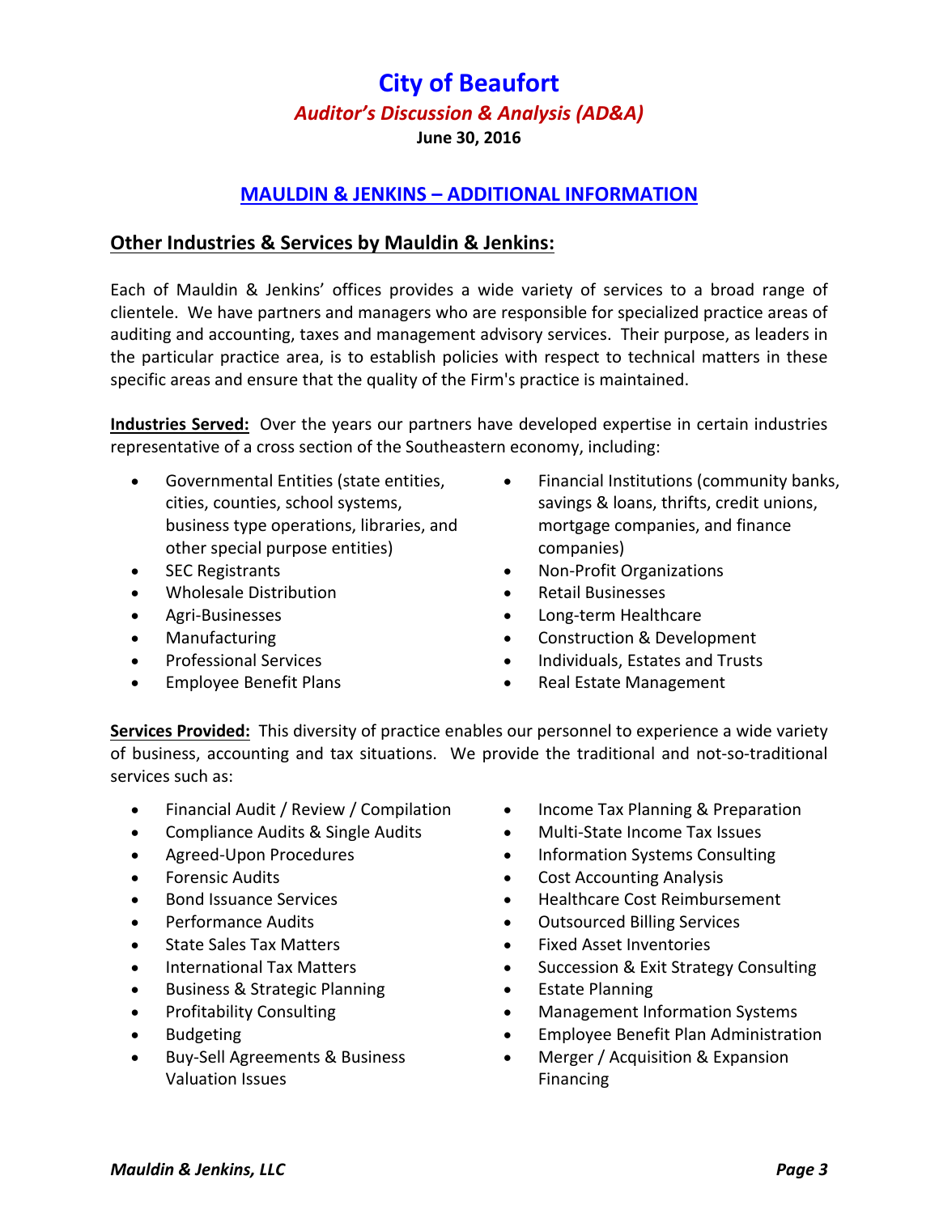# City of Beaufort

### *Auditor's Discussion & Analysis (AD&A)*

**June 30, 2016**

## MAULDIN & JENKINS – ADDITIONAL INFORMATION

### Other Industries & Services by Mauldin & Jenkins:

Each of Mauldin & Jenkins' offices provides a wide variety of services to a broad range of clientele. We have partners and managers who are responsible for specialized practice areas of auditing and accounting, taxes and management advisory services. Their purpose, as leaders in the particular practice area, is to establish policies with respect to technical matters in these specific areas and ensure that the quality of the Firm's practice is maintained.

**Industries Served:** Over the years our partners have developed expertise in certain industries representative of a cross section of the Southeastern economy, including:

- Governmental Entities (state entities, cities, counties, school systems, business type operations, libraries, and other special purpose entities)
- SEC Registrants
- Wholesale Distribution
- Agri-Businesses
- Manufacturing
- Professional Services
- Employee Benefit Plans
- Financial Institutions (community banks, savings & loans, thrifts, credit unions, mortgage companies, and finance companies)
- Non-Profit Organizations
- Retail Businesses
- Long-term Healthcare
- Construction & Development
- Individuals, Estates and Trusts
- Real Estate Management

**Services Provided:** This diversity of practice enables our personnel to experience a wide variety of business, accounting and tax situations. We provide the traditional and not-so-traditional services such as:

- Financial Audit / Review / Compilation
- Compliance Audits & Single Audits
- Agreed-Upon Procedures
- Forensic Audits
- Bond Issuance Services
- Performance Audits
- State Sales Tax Matters
- International Tax Matters
- Business & Strategic Planning
- Profitability Consulting
- Budgeting
- Buy-Sell Agreements & Business Valuation Issues
- Income Tax Planning & Preparation
- Multi-State Income Tax Issues
- Information Systems Consulting
- Cost Accounting Analysis
- Healthcare Cost Reimbursement
- Outsourced Billing Services
- Fixed Asset Inventories
- Succession & Exit Strategy Consulting
- Estate Planning
- Management Information Systems
- Employee Benefit Plan Administration
- Merger / Acquisition & Expansion Financing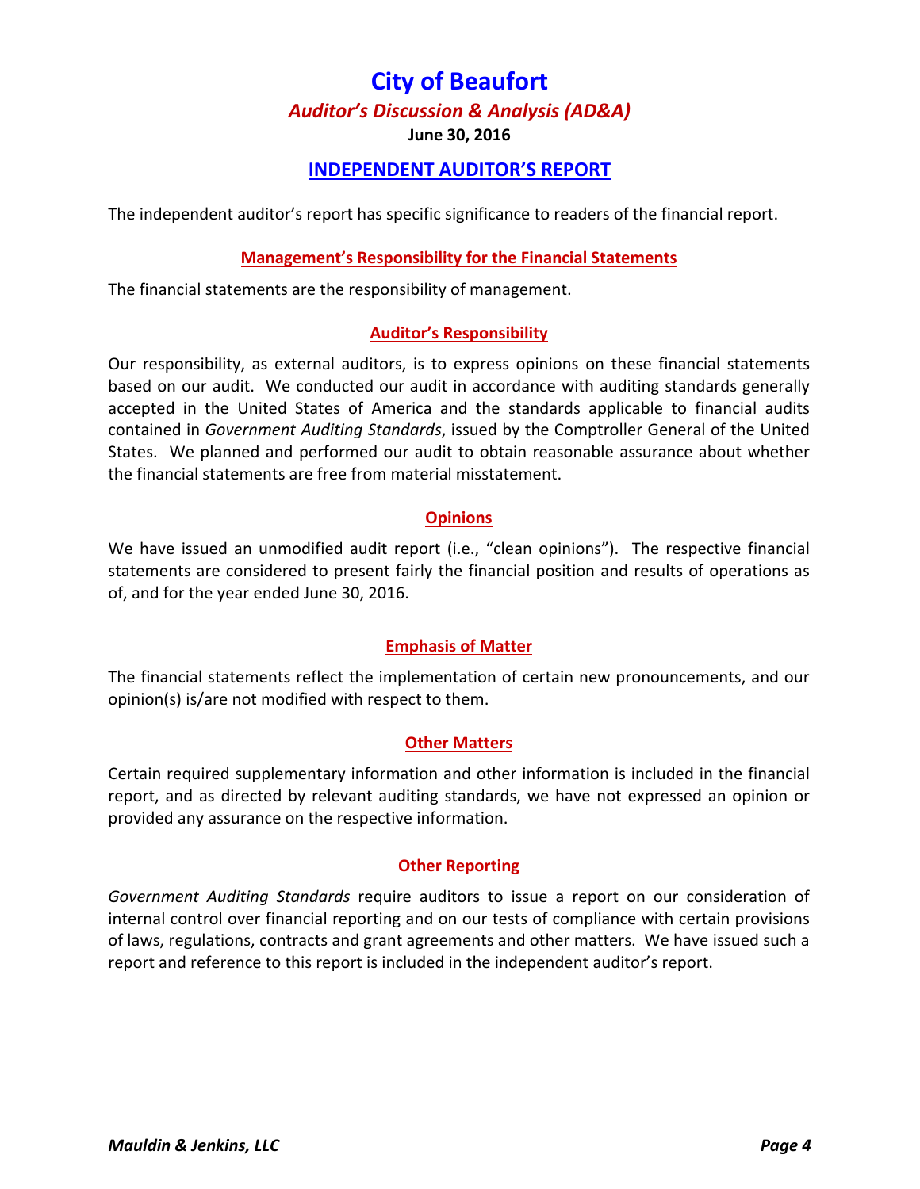# City of Beaufort

## *Auditor's Discussion & Analysis (AD&A)*

**June 30, 2016**

## INDEPENDENT AUDITOR'S REPORT

The independent auditor's report has specific significance to readers of the financial report.

### Management's Responsibility for the Financial Statements

The financial statements are the responsibility of management.

### Auditor's Responsibility

Our responsibility, as external auditors, is to express opinions on these financial statements based on our audit. We conducted our audit in accordance with auditing standards generally accepted in the United States of America and the standards applicable to financial audits contained in *Government Auditing Standards*, issued by the Comptroller General of the United States. We planned and performed our audit to obtain reasonable assurance about whether the financial statements are free from material misstatement.

### Opinions

We have issued an unmodified audit report (i.e., "clean opinions"). The respective financial statements are considered to present fairly the financial position and results of operations as of, and for the year ended June 30, 2016.

### Emphasis of Matter

The financial statements reflect the implementation of certain new pronouncements, and our opinion(s) is/are not modified with respect to them.

### Other Matters

Certain required supplementary information and other information is included in the financial report, and as directed by relevant auditing standards, we have not expressed an opinion or provided any assurance on the respective information.

### Other Reporting

*Government Auditing Standards* require auditors to issue a report on our consideration of internal control over financial reporting and on our tests of compliance with certain provisions of laws, regulations, contracts and grant agreements and other matters. We have issued such a report and reference to this report is included in the independent auditor's report.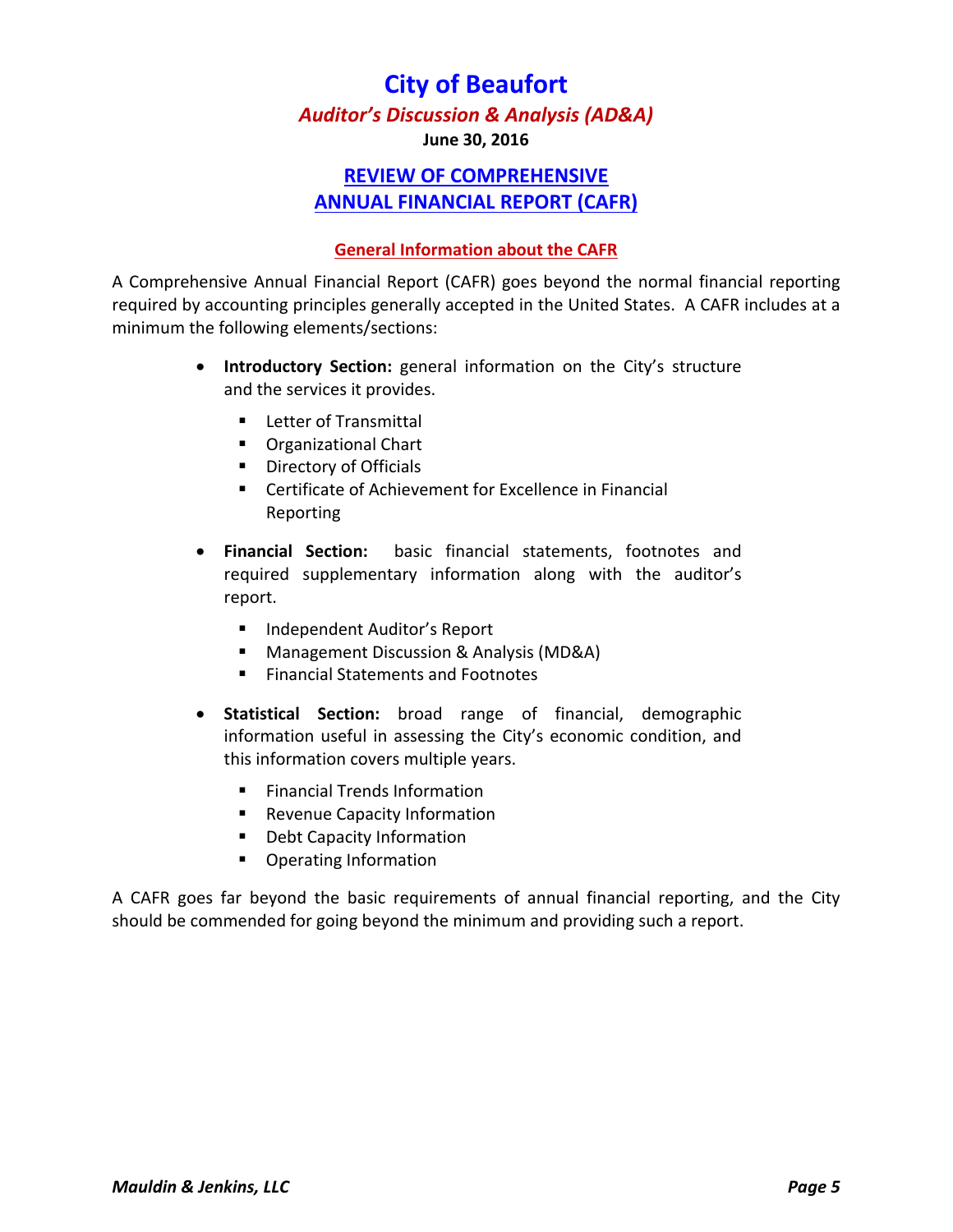# City of Beaufort

## *Auditor's Discussion & Analysis (AD&A)*

**June 30, 2016**

## REVIEW OF COMPREHENSIVE ANNUAL FINANCIAL REPORT (CAFR)

### General Information about the CAFR

A Comprehensive Annual Financial Report (CAFR) goes beyond the normal financial reporting required by accounting principles generally accepted in the United States. A CAFR includes at a minimum the following elements/sections:

- **Introductory Section:** general information on the City's structure and the services it provides.
  - Letter of Transmittal
  - Organizational Chart
  - Directory of Officials
  - Certificate of Achievement for Excellence in Financial Reporting
- **Financial Section:** basic financial statements, footnotes and required supplementary information along with the auditor's report.
  - Independent Auditor's Report
  - Management Discussion & Analysis (MD&A)
  - Financial Statements and Footnotes
- **Statistical Section:** broad range of financial, demographic information useful in assessing the City's economic condition, and this information covers multiple years.
  - Financial Trends Information
  - Revenue Capacity Information
  - Debt Capacity Information
  - Operating Information

A CAFR goes far beyond the basic requirements of annual financial reporting, and the City should be commended for going beyond the minimum and providing such a report.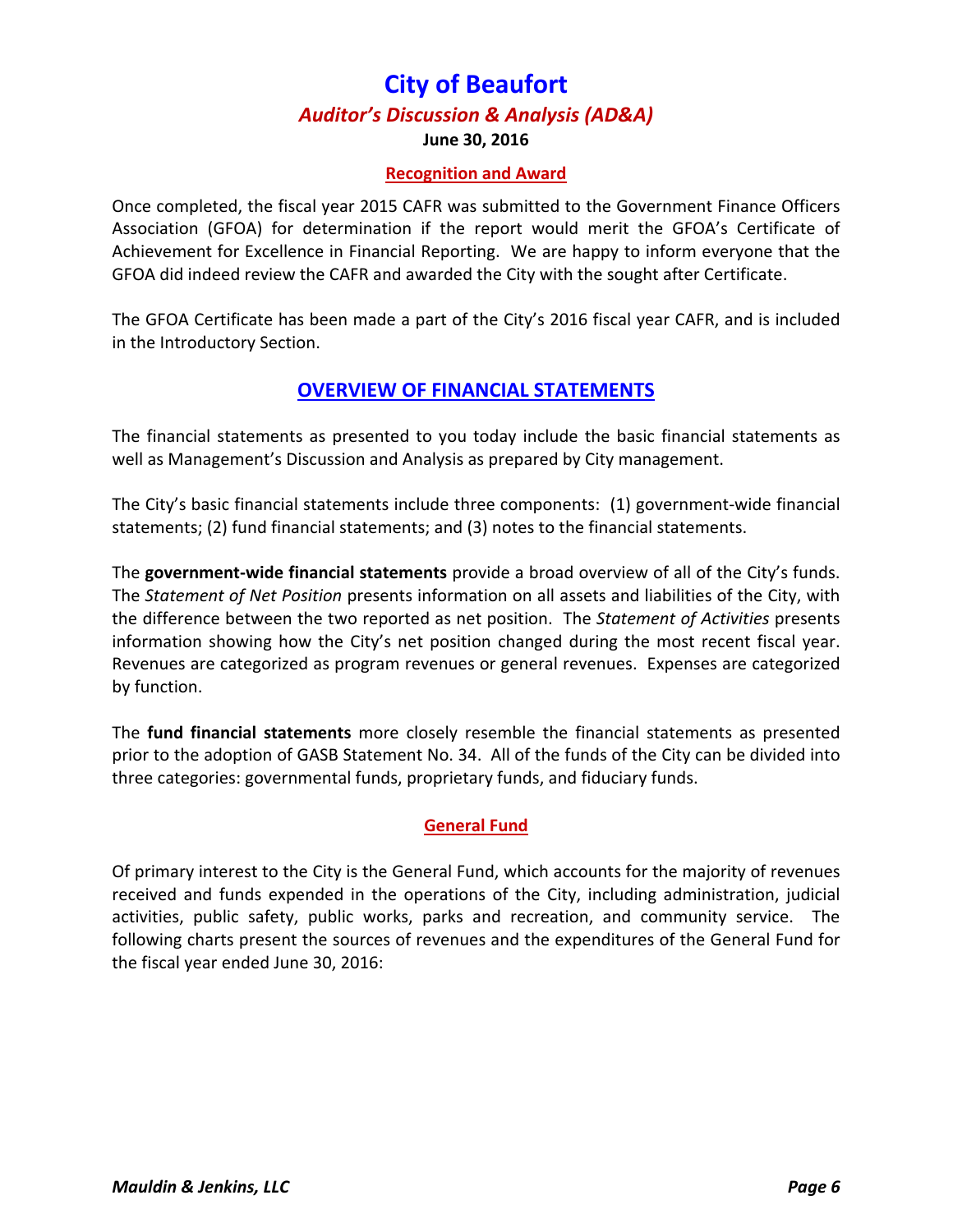# City of Beaufort

## *Auditor's Discussion & Analysis (AD&A)*

**June 30, 2016**

### Recognition and Award

Once completed, the fiscal year 2015 CAFR was submitted to the Government Finance Officers Association (GFOA) for determination if the report would merit the GFOA's Certificate of Achievement for Excellence in Financial Reporting. We are happy to inform everyone that the GFOA did indeed review the CAFR and awarded the City with the sought after Certificate.

The GFOA Certificate has been made a part of the City's 2016 fiscal year CAFR, and is included in the Introductory Section.

## OVERVIEW OF FINANCIAL STATEMENTS

The financial statements as presented to you today include the basic financial statements as well as Management's Discussion and Analysis as prepared by City management.

The City's basic financial statements include three components: (1) government-wide financial statements; (2) fund financial statements; and (3) notes to the financial statements.

The **government-wide financial statements** provide a broad overview of all of the City's funds. The *Statement of Net Position* presents information on all assets and liabilities of the City, with the difference between the two reported as net position. The *Statement of Activities* presents information showing how the City's net position changed during the most recent fiscal year. Revenues are categorized as program revenues or general revenues. Expenses are categorized by function.

The **fund financial statements** more closely resemble the financial statements as presented prior to the adoption of GASB Statement No. 34. All of the funds of the City can be divided into three categories: governmental funds, proprietary funds, and fiduciary funds.

### General Fund

Of primary interest to the City is the General Fund, which accounts for the majority of revenues received and funds expended in the operations of the City, including administration, judicial activities, public safety, public works, parks and recreation, and community service. The following charts present the sources of revenues and the expenditures of the General Fund for the fiscal year ended June 30, 2016: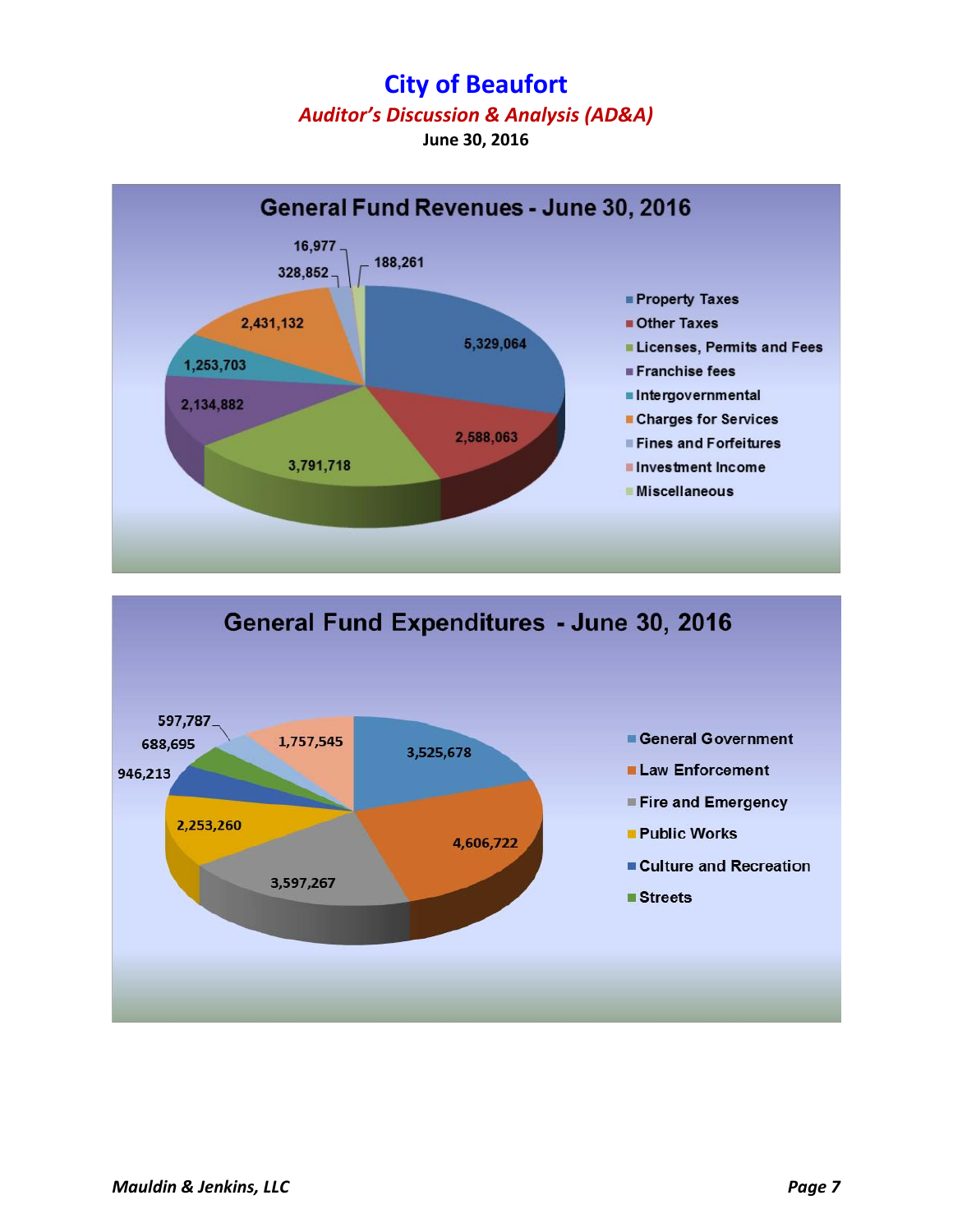# City of Beaufort

## *Auditor's Discussion & Analysis (AD&A)*

**June 30, 2016**

## General Fund Revenues - June 30, 2016

| Category | Amount |
|---|---|
| Property Taxes | 5,329,064 |
| Other Taxes | 2,588,063 |
| Licenses, Permits and Fees | 3,791,718 |
| Franchise fees | 2,134,882 |
| Intergovernmental | 1,253,703 |
| Charges for Services | 2,431,132 |
| Fines and Forfeitures | 328,852 |
| Investment Income | 16,977 |
| Miscellaneous | 188,261 |

## General Fund Expenditures - June 30, 2016

| Category | Amount |
|---|---|
| General Government | 3,525,678 |
| Law Enforcement | 4,606,722 |
| Fire and Emergency | 3,597,267 |
| Public Works | 2,253,260 |
| Culture and Recreation | 946,213 |
| Streets | 688,695 |
| | 597,787 |
| | 1,757,545 |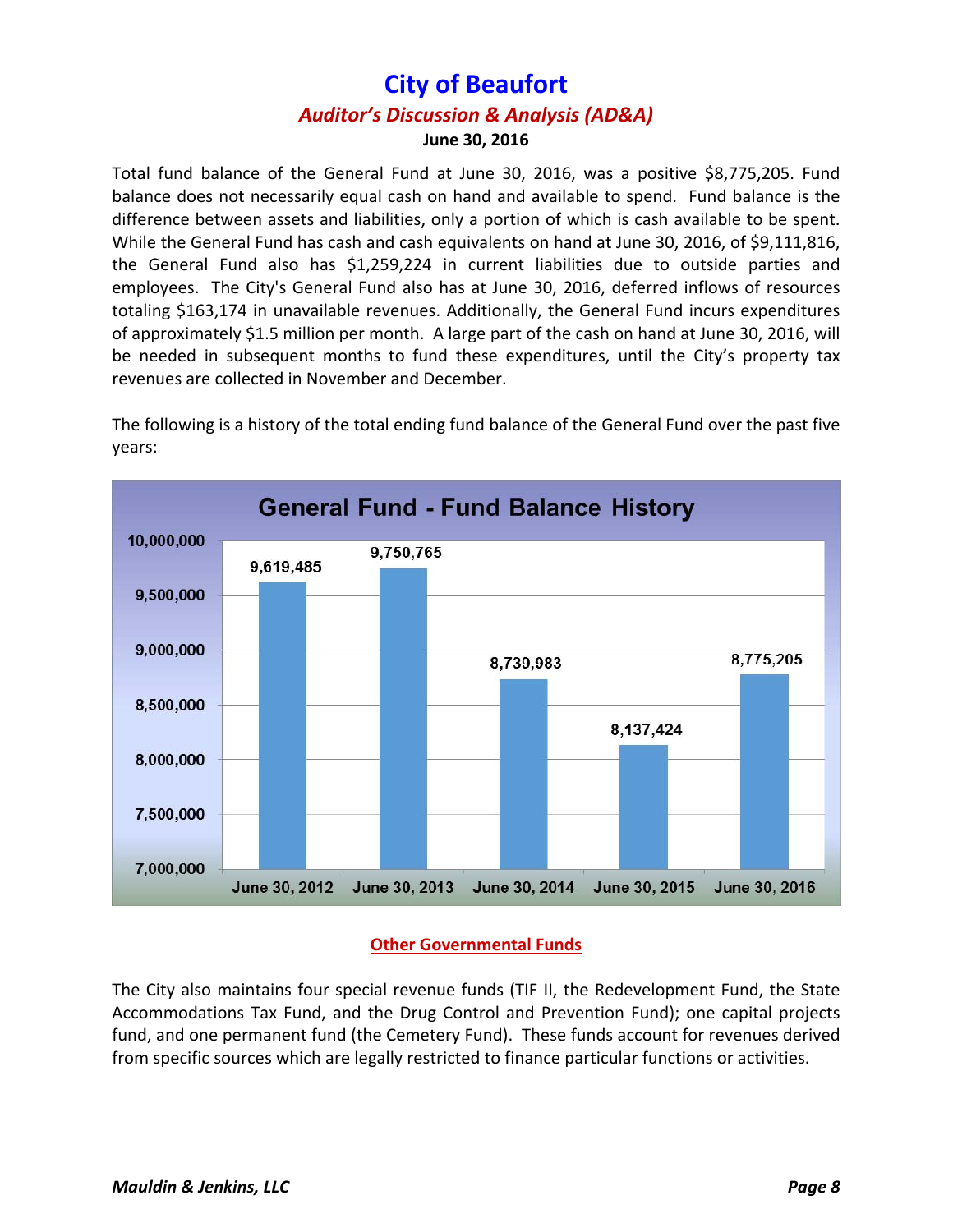Total fund balance of the General Fund at June 30, 2016, was a positive $8,775,205. Fund balance does not necessarily equal cash on hand and available to spend. Fund balance is the difference between assets and liabilities, only a portion of which is cash available to be spent. While the General Fund has cash and cash equivalents on hand at June 30, 2016, of $9,111,816, the General Fund also has $1,259,224 in current liabilities due to outside parties and employees. The City's General Fund also has at June 30, 2016, deferred inflows of resources totaling $163,174 in unavailable revenues. Additionally, the General Fund incurs expenditures of approximately $1.5 million per month. A large part of the cash on hand at June 30, 2016, will be needed in subsequent months to fund these expenditures, until the City's property tax revenues are collected in November and December.

The following is a history of the total ending fund balance of the General Fund over the past five years:

**General Fund - Fund Balance History**

| Date | Fund Balance |
|---|---|
| June 30, 2012 | 9,619,485 |
| June 30, 2013 | 9,750,765 |
| June 30, 2014 | 8,739,983 |
| June 30, 2015 | 8,137,424 |
| June 30, 2016 | 8,775,205 |

## Other Governmental Funds

The City also maintains four special revenue funds (TIF II, the Redevelopment Fund, the State Accommodations Tax Fund, and the Drug Control and Prevention Fund); one capital projects fund, and one permanent fund (the Cemetery Fund). These funds account for revenues derived from specific sources which are legally restricted to finance particular functions or activities.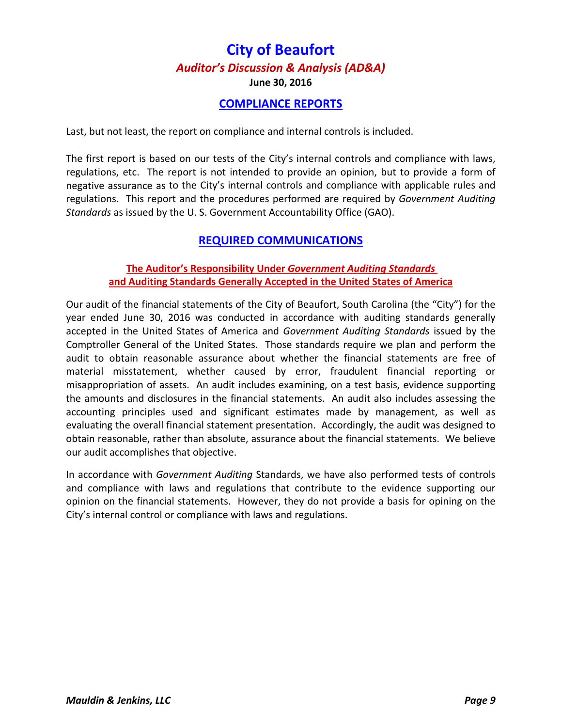# City of Beaufort

### *Auditor's Discussion & Analysis (AD&A)*

**June 30, 2016**

## COMPLIANCE REPORTS

Last, but not least, the report on compliance and internal controls is included.

The first report is based on our tests of the City's internal controls and compliance with laws, regulations, etc. The report is not intended to provide an opinion, but to provide a form of negative assurance as to the City's internal controls and compliance with applicable rules and regulations. This report and the procedures performed are required by *Government Auditing Standards* as issued by the U. S. Government Accountability Office (GAO).

## REQUIRED COMMUNICATIONS

### The Auditor's Responsibility Under *Government Auditing Standards* and Auditing Standards Generally Accepted in the United States of America

Our audit of the financial statements of the City of Beaufort, South Carolina (the "City") for the year ended June 30, 2016 was conducted in accordance with auditing standards generally accepted in the United States of America and *Government Auditing Standards* issued by the Comptroller General of the United States. Those standards require we plan and perform the audit to obtain reasonable assurance about whether the financial statements are free of material misstatement, whether caused by error, fraudulent financial reporting or misappropriation of assets. An audit includes examining, on a test basis, evidence supporting the amounts and disclosures in the financial statements. An audit also includes assessing the accounting principles used and significant estimates made by management, as well as evaluating the overall financial statement presentation. Accordingly, the audit was designed to obtain reasonable, rather than absolute, assurance about the financial statements. We believe our audit accomplishes that objective.

In accordance with *Government Auditing* Standards, we have also performed tests of controls and compliance with laws and regulations that contribute to the evidence supporting our opinion on the financial statements. However, they do not provide a basis for opining on the City's internal control or compliance with laws and regulations.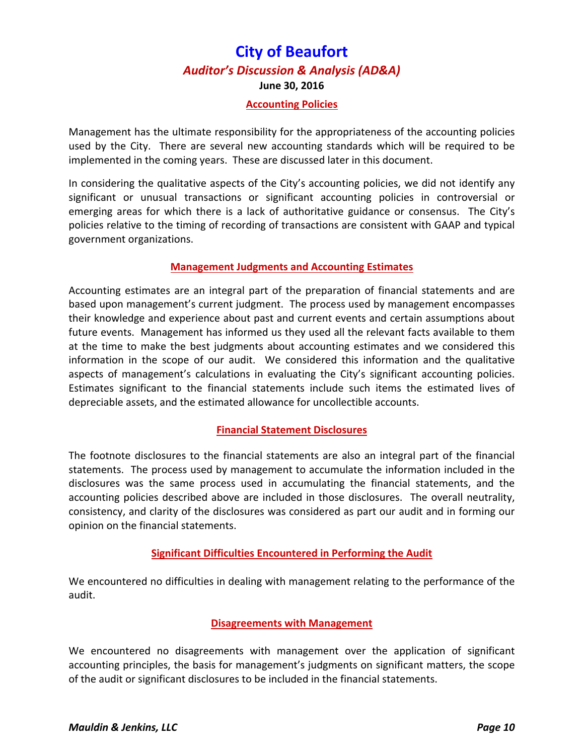# City of Beaufort

## *Auditor's Discussion & Analysis (AD&A)*

**June 30, 2016**

### Accounting Policies

Management has the ultimate responsibility for the appropriateness of the accounting policies used by the City. There are several new accounting standards which will be required to be implemented in the coming years. These are discussed later in this document.

In considering the qualitative aspects of the City's accounting policies, we did not identify any significant or unusual transactions or significant accounting policies in controversial or emerging areas for which there is a lack of authoritative guidance or consensus. The City's policies relative to the timing of recording of transactions are consistent with GAAP and typical government organizations.

### Management Judgments and Accounting Estimates

Accounting estimates are an integral part of the preparation of financial statements and are based upon management's current judgment. The process used by management encompasses their knowledge and experience about past and current events and certain assumptions about future events. Management has informed us they used all the relevant facts available to them at the time to make the best judgments about accounting estimates and we considered this information in the scope of our audit. We considered this information and the qualitative aspects of management's calculations in evaluating the City's significant accounting policies. Estimates significant to the financial statements include such items the estimated lives of depreciable assets, and the estimated allowance for uncollectible accounts.

### Financial Statement Disclosures

The footnote disclosures to the financial statements are also an integral part of the financial statements. The process used by management to accumulate the information included in the disclosures was the same process used in accumulating the financial statements, and the accounting policies described above are included in those disclosures. The overall neutrality, consistency, and clarity of the disclosures was considered as part our audit and in forming our opinion on the financial statements.

### Significant Difficulties Encountered in Performing the Audit

We encountered no difficulties in dealing with management relating to the performance of the audit.

### Disagreements with Management

We encountered no disagreements with management over the application of significant accounting principles, the basis for management's judgments on significant matters, the scope of the audit or significant disclosures to be included in the financial statements.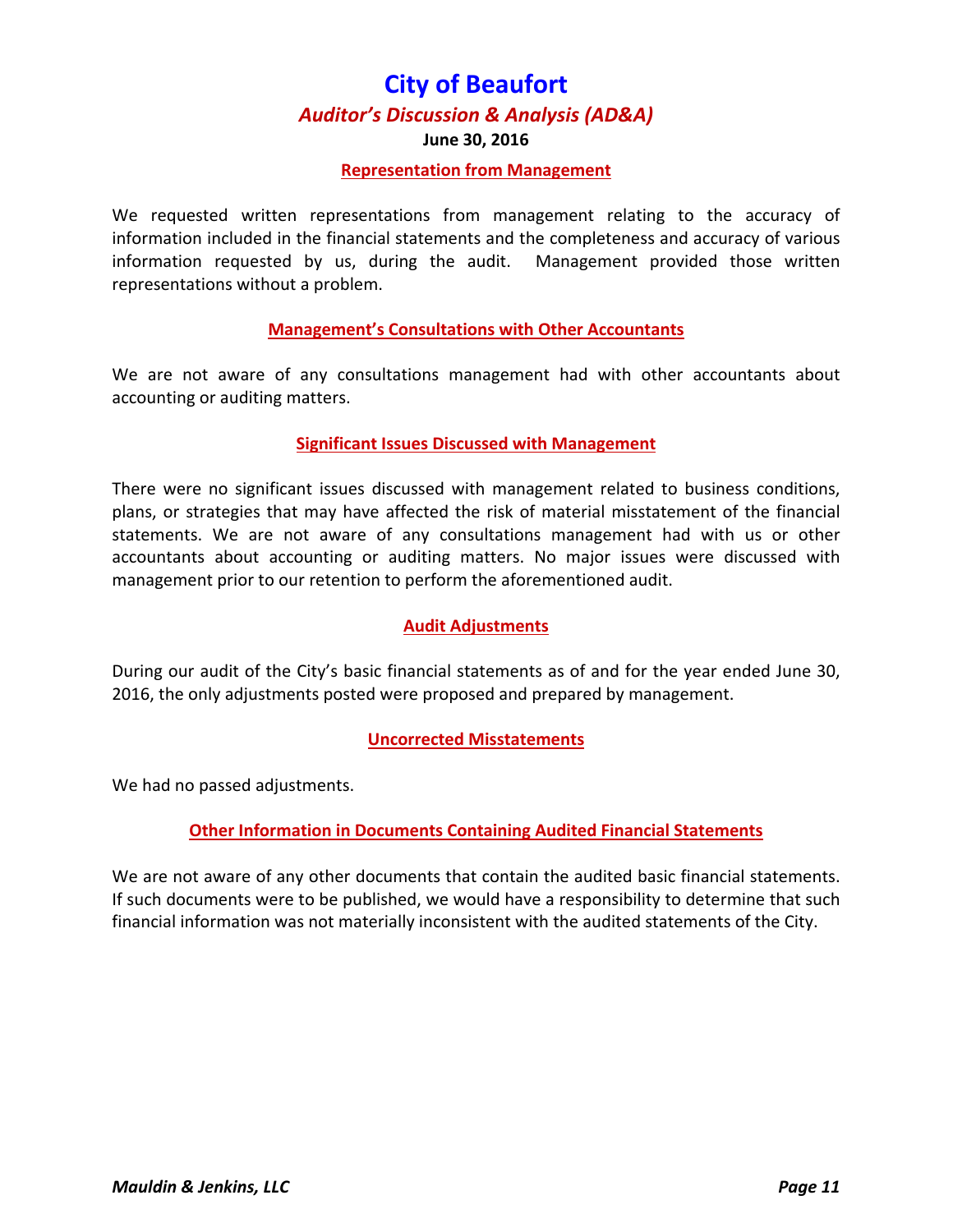# City of Beaufort

## *Auditor's Discussion & Analysis (AD&A)*

**June 30, 2016**

### Representation from Management

We requested written representations from management relating to the accuracy of information included in the financial statements and the completeness and accuracy of various information requested by us, during the audit. Management provided those written representations without a problem.

### Management's Consultations with Other Accountants

We are not aware of any consultations management had with other accountants about accounting or auditing matters.

### Significant Issues Discussed with Management

There were no significant issues discussed with management related to business conditions, plans, or strategies that may have affected the risk of material misstatement of the financial statements. We are not aware of any consultations management had with us or other accountants about accounting or auditing matters. No major issues were discussed with management prior to our retention to perform the aforementioned audit.

### Audit Adjustments

During our audit of the City's basic financial statements as of and for the year ended June 30, 2016, the only adjustments posted were proposed and prepared by management.

### Uncorrected Misstatements

We had no passed adjustments.

### Other Information in Documents Containing Audited Financial Statements

We are not aware of any other documents that contain the audited basic financial statements. If such documents were to be published, we would have a responsibility to determine that such financial information was not materially inconsistent with the audited statements of the City.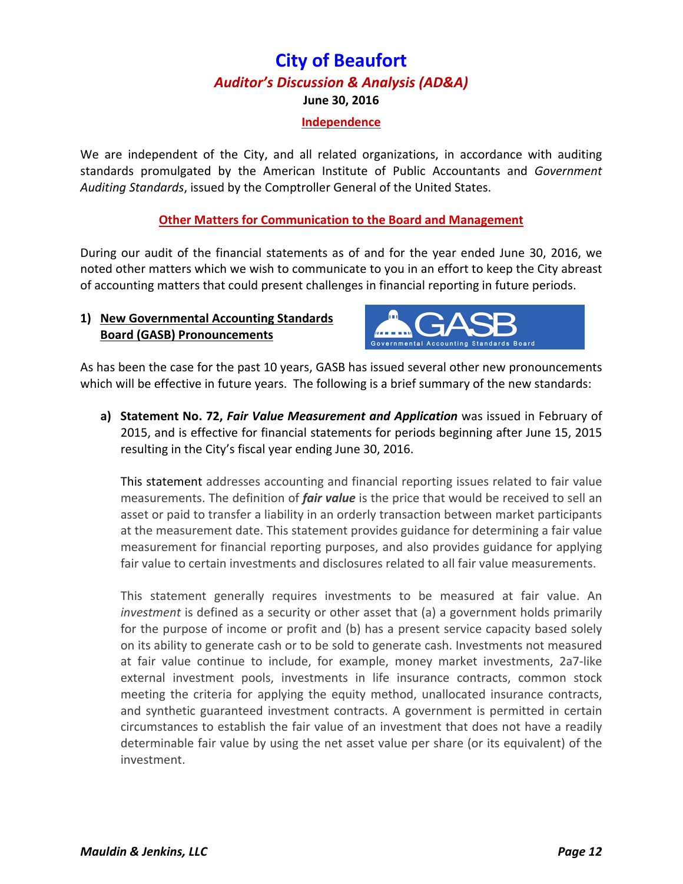# City of Beaufort

## *Auditor's Discussion & Analysis (AD&A)*

**June 30, 2016**

### Independence

We are independent of the City, and all related organizations, in accordance with auditing standards promulgated by the American Institute of Public Accountants and *Government Auditing Standards*, issued by the Comptroller General of the United States.

### Other Matters for Communication to the Board and Management

During our audit of the financial statements as of and for the year ended June 30, 2016, we noted other matters which we wish to communicate to you in an effort to keep the City abreast of accounting matters that could present challenges in financial reporting in future periods.

**1) New Governmental Accounting Standards Board (GASB) Pronouncements**

As has been the case for the past 10 years, GASB has issued several other new pronouncements which will be effective in future years. The following is a brief summary of the new standards:

**a) Statement No. 72, *Fair Value Measurement and Application*** was issued in February of 2015, and is effective for financial statements for periods beginning after June 15, 2015 resulting in the City's fiscal year ending June 30, 2016.

This statement addresses accounting and financial reporting issues related to fair value measurements. The definition of ***fair value*** is the price that would be received to sell an asset or paid to transfer a liability in an orderly transaction between market participants at the measurement date. This statement provides guidance for determining a fair value measurement for financial reporting purposes, and also provides guidance for applying fair value to certain investments and disclosures related to all fair value measurements.

This statement generally requires investments to be measured at fair value. An *investment* is defined as a security or other asset that (a) a government holds primarily for the purpose of income or profit and (b) has a present service capacity based solely on its ability to generate cash or to be sold to generate cash. Investments not measured at fair value continue to include, for example, money market investments, 2a7-like external investment pools, investments in life insurance contracts, common stock meeting the criteria for applying the equity method, unallocated insurance contracts, and synthetic guaranteed investment contracts. A government is permitted in certain circumstances to establish the fair value of an investment that does not have a readily determinable fair value by using the net asset value per share (or its equivalent) of the investment.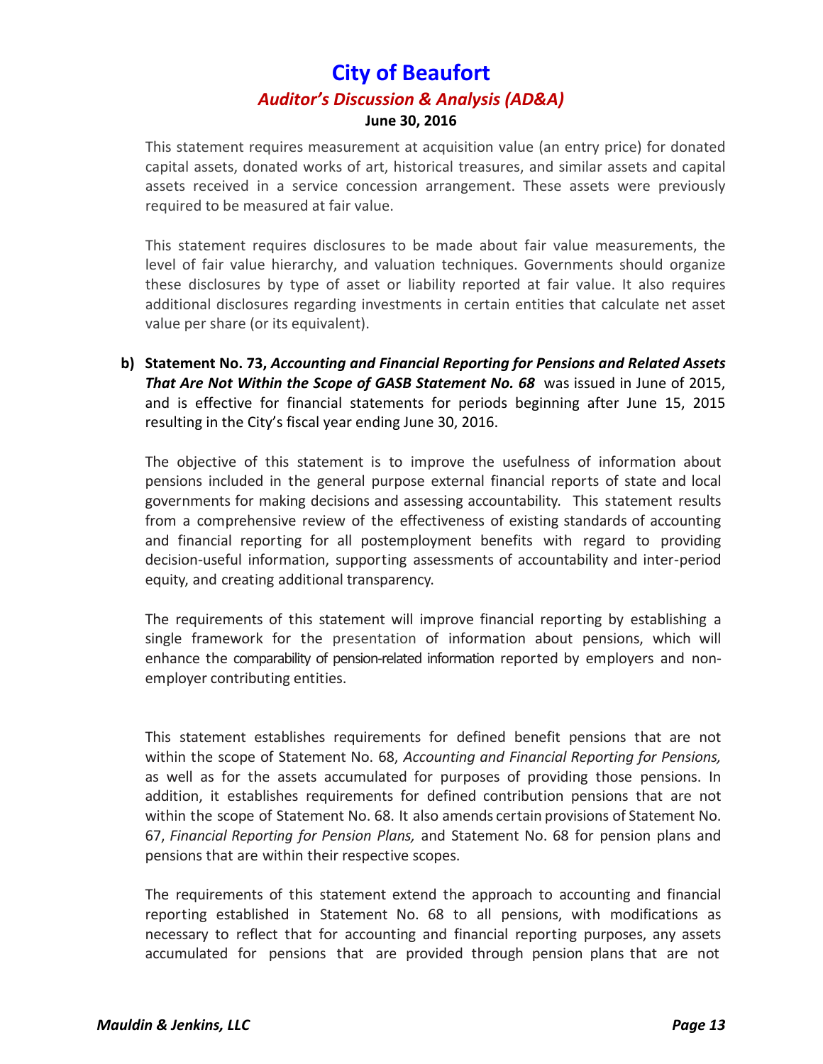This statement requires measurement at acquisition value (an entry price) for donated capital assets, donated works of art, historical treasures, and similar assets and capital assets received in a service concession arrangement. These assets were previously required to be measured at fair value.

This statement requires disclosures to be made about fair value measurements, the level of fair value hierarchy, and valuation techniques. Governments should organize these disclosures by type of asset or liability reported at fair value. It also requires additional disclosures regarding investments in certain entities that calculate net asset value per share (or its equivalent).

**b) Statement No. 73, *Accounting and Financial Reporting for Pensions and Related Assets That Are Not Within the Scope of GASB Statement No. 68*** was issued in June of 2015, and is effective for financial statements for periods beginning after June 15, 2015 resulting in the City's fiscal year ending June 30, 2016.

The objective of this statement is to improve the usefulness of information about pensions included in the general purpose external financial reports of state and local governments for making decisions and assessing accountability. This statement results from a comprehensive review of the effectiveness of existing standards of accounting and financial reporting for all postemployment benefits with regard to providing decision-useful information, supporting assessments of accountability and inter-period equity, and creating additional transparency.

The requirements of this statement will improve financial reporting by establishing a single framework for the presentation of information about pensions, which will enhance the comparability of pension-related information reported by employers and non-employer contributing entities.

This statement establishes requirements for defined benefit pensions that are not within the scope of Statement No. 68, *Accounting and Financial Reporting for Pensions,* as well as for the assets accumulated for purposes of providing those pensions. In addition, it establishes requirements for defined contribution pensions that are not within the scope of Statement No. 68. It also amends certain provisions of Statement No. 67, *Financial Reporting for Pension Plans,* and Statement No. 68 for pension plans and pensions that are within their respective scopes.

The requirements of this statement extend the approach to accounting and financial reporting established in Statement No. 68 to all pensions, with modifications as necessary to reflect that for accounting and financial reporting purposes, any assets accumulated for pensions that are provided through pension plans that are not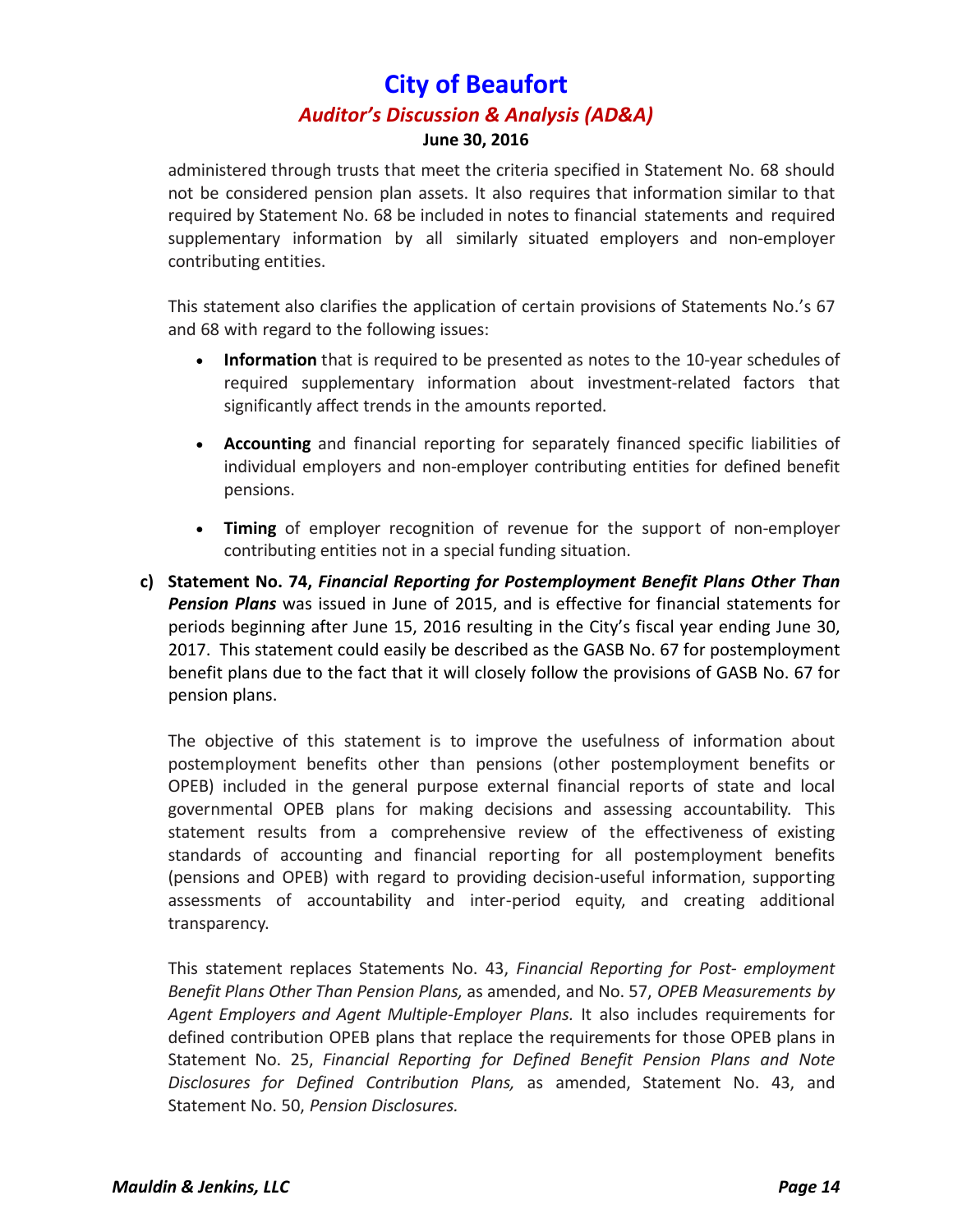administered through trusts that meet the criteria specified in Statement No. 68 should not be considered pension plan assets. It also requires that information similar to that required by Statement No. 68 be included in notes to financial statements and required supplementary information by all similarly situated employers and non-employer contributing entities.

This statement also clarifies the application of certain provisions of Statements No.'s 67 and 68 with regard to the following issues:

- **Information** that is required to be presented as notes to the 10-year schedules of required supplementary information about investment-related factors that significantly affect trends in the amounts reported.

- **Accounting** and financial reporting for separately financed specific liabilities of individual employers and non-employer contributing entities for defined benefit pensions.

- **Timing** of employer recognition of revenue for the support of non-employer contributing entities not in a special funding situation.

c) **Statement No. 74, *Financial Reporting for Postemployment Benefit Plans Other Than Pension Plans*** was issued in June of 2015, and is effective for financial statements for periods beginning after June 15, 2016 resulting in the City's fiscal year ending June 30, 2017. This statement could easily be described as the GASB No. 67 for postemployment benefit plans due to the fact that it will closely follow the provisions of GASB No. 67 for pension plans.

   The objective of this statement is to improve the usefulness of information about postemployment benefits other than pensions (other postemployment benefits or OPEB) included in the general purpose external financial reports of state and local governmental OPEB plans for making decisions and assessing accountability. This statement results from a comprehensive review of the effectiveness of existing standards of accounting and financial reporting for all postemployment benefits (pensions and OPEB) with regard to providing decision-useful information, supporting assessments of accountability and inter-period equity, and creating additional transparency.

   This statement replaces Statements No. 43, *Financial Reporting for Post- employment Benefit Plans Other Than Pension Plans,* as amended, and No. 57, *OPEB Measurements by Agent Employers and Agent Multiple-Employer Plans.* It also includes requirements for defined contribution OPEB plans that replace the requirements for those OPEB plans in Statement No. 25, *Financial Reporting for Defined Benefit Pension Plans and Note Disclosures for Defined Contribution Plans,* as amended, Statement No. 43, and Statement No. 50, *Pension Disclosures.*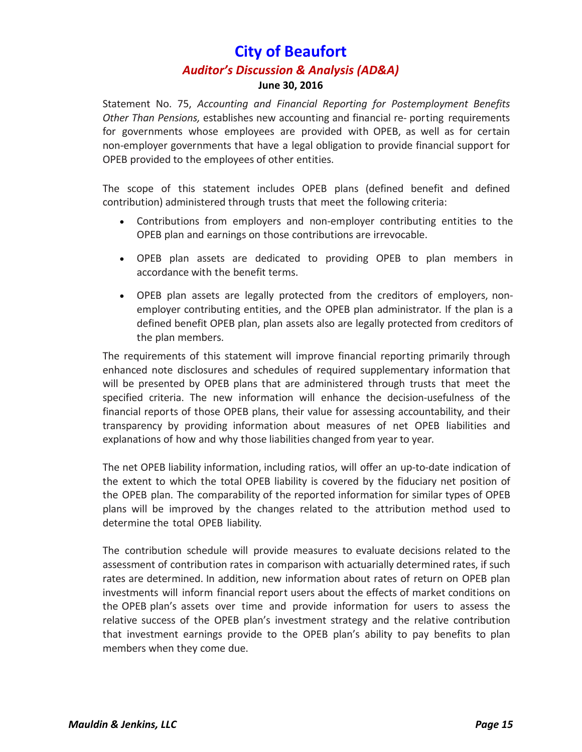Statement No. 75, *Accounting and Financial Reporting for Postemployment Benefits Other Than Pensions,* establishes new accounting and financial re- porting requirements for governments whose employees are provided with OPEB, as well as for certain non-employer governments that have a legal obligation to provide financial support for OPEB provided to the employees of other entities.

The scope of this statement includes OPEB plans (defined benefit and defined contribution) administered through trusts that meet the following criteria:

- Contributions from employers and non-employer contributing entities to the OPEB plan and earnings on those contributions are irrevocable.
- OPEB plan assets are dedicated to providing OPEB to plan members in accordance with the benefit terms.
- OPEB plan assets are legally protected from the creditors of employers, non-employer contributing entities, and the OPEB plan administrator. If the plan is a defined benefit OPEB plan, plan assets also are legally protected from creditors of the plan members.

The requirements of this statement will improve financial reporting primarily through enhanced note disclosures and schedules of required supplementary information that will be presented by OPEB plans that are administered through trusts that meet the specified criteria. The new information will enhance the decision-usefulness of the financial reports of those OPEB plans, their value for assessing accountability, and their transparency by providing information about measures of net OPEB liabilities and explanations of how and why those liabilities changed from year to year.

The net OPEB liability information, including ratios, will offer an up-to-date indication of the extent to which the total OPEB liability is covered by the fiduciary net position of the OPEB plan. The comparability of the reported information for similar types of OPEB plans will be improved by the changes related to the attribution method used to determine the total OPEB liability.

The contribution schedule will provide measures to evaluate decisions related to the assessment of contribution rates in comparison with actuarially determined rates, if such rates are determined. In addition, new information about rates of return on OPEB plan investments will inform financial report users about the effects of market conditions on the OPEB plan's assets over time and provide information for users to assess the relative success of the OPEB plan's investment strategy and the relative contribution that investment earnings provide to the OPEB plan's ability to pay benefits to plan members when they come due.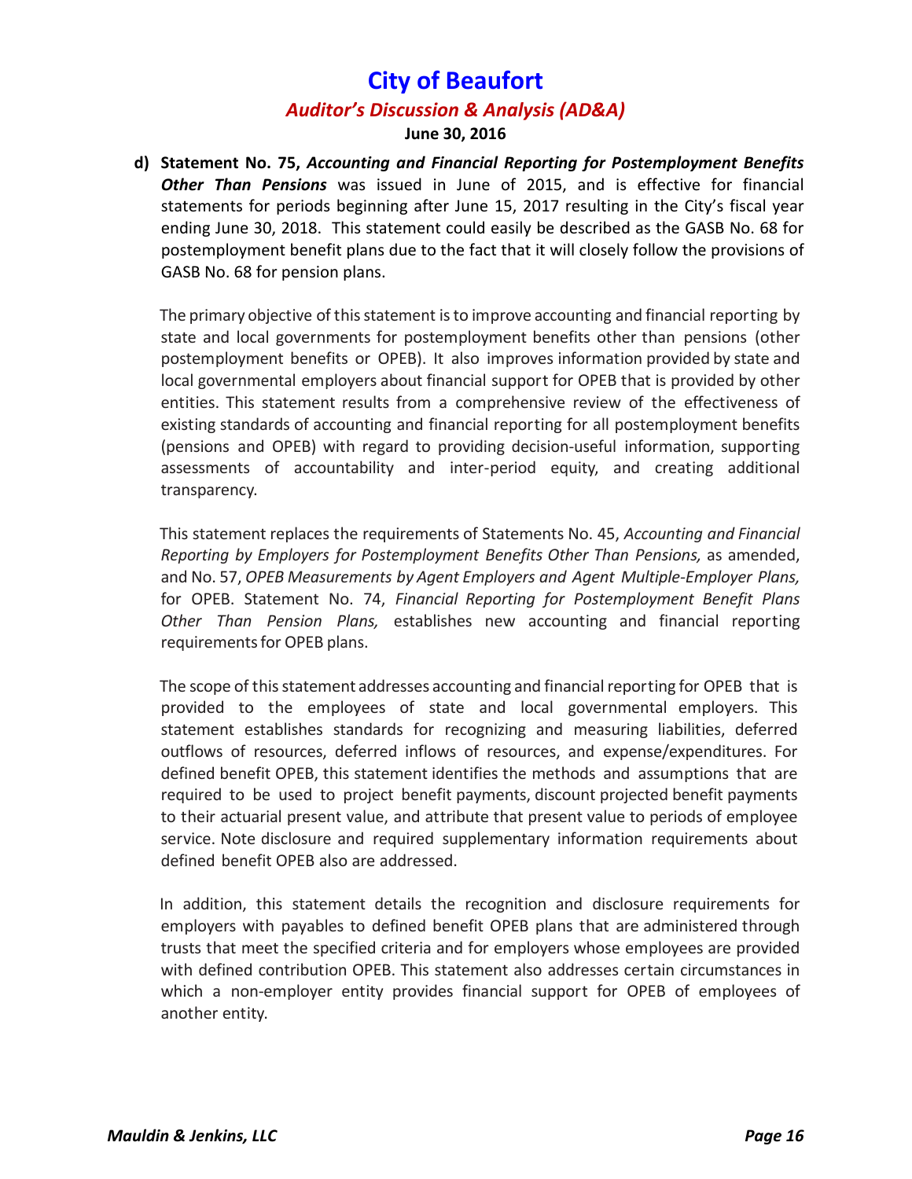**d) Statement No. 75, *Accounting and Financial Reporting for Postemployment Benefits Other Than Pensions*** was issued in June of 2015, and is effective for financial statements for periods beginning after June 15, 2017 resulting in the City's fiscal year ending June 30, 2018. This statement could easily be described as the GASB No. 68 for postemployment benefit plans due to the fact that it will closely follow the provisions of GASB No. 68 for pension plans.

The primary objective of this statement is to improve accounting and financial reporting by state and local governments for postemployment benefits other than pensions (other postemployment benefits or OPEB). It also improves information provided by state and local governmental employers about financial support for OPEB that is provided by other entities. This statement results from a comprehensive review of the effectiveness of existing standards of accounting and financial reporting for all postemployment benefits (pensions and OPEB) with regard to providing decision-useful information, supporting assessments of accountability and inter-period equity, and creating additional transparency.

This statement replaces the requirements of Statements No. 45, *Accounting and Financial Reporting by Employers for Postemployment Benefits Other Than Pensions,* as amended, and No. 57, *OPEB Measurements by Agent Employers and Agent Multiple-Employer Plans,* for OPEB. Statement No. 74, *Financial Reporting for Postemployment Benefit Plans Other Than Pension Plans,* establishes new accounting and financial reporting requirements for OPEB plans.

The scope of this statement addresses accounting and financial reporting for OPEB that is provided to the employees of state and local governmental employers. This statement establishes standards for recognizing and measuring liabilities, deferred outflows of resources, deferred inflows of resources, and expense/expenditures. For defined benefit OPEB, this statement identifies the methods and assumptions that are required to be used to project benefit payments, discount projected benefit payments to their actuarial present value, and attribute that present value to periods of employee service. Note disclosure and required supplementary information requirements about defined benefit OPEB also are addressed.

In addition, this statement details the recognition and disclosure requirements for employers with payables to defined benefit OPEB plans that are administered through trusts that meet the specified criteria and for employers whose employees are provided with defined contribution OPEB. This statement also addresses certain circumstances in which a non-employer entity provides financial support for OPEB of employees of another entity.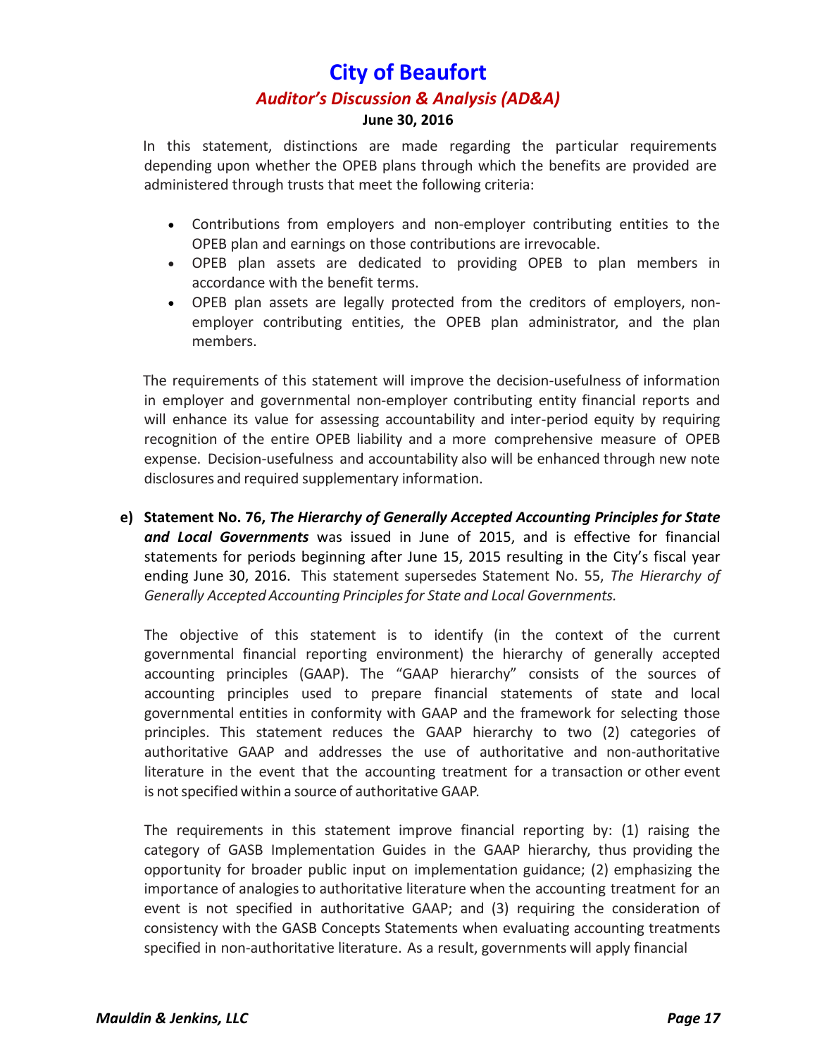In this statement, distinctions are made regarding the particular requirements depending upon whether the OPEB plans through which the benefits are provided are administered through trusts that meet the following criteria:

- Contributions from employers and non-employer contributing entities to the OPEB plan and earnings on those contributions are irrevocable.
- OPEB plan assets are dedicated to providing OPEB to plan members in accordance with the benefit terms.
- OPEB plan assets are legally protected from the creditors of employers, non-employer contributing entities, the OPEB plan administrator, and the plan members.

The requirements of this statement will improve the decision-usefulness of information in employer and governmental non-employer contributing entity financial reports and will enhance its value for assessing accountability and inter-period equity by requiring recognition of the entire OPEB liability and a more comprehensive measure of OPEB expense. Decision-usefulness and accountability also will be enhanced through new note disclosures and required supplementary information.

e) **Statement No. 76, *The Hierarchy of Generally Accepted Accounting Principles for State and Local Governments*** was issued in June of 2015, and is effective for financial statements for periods beginning after June 15, 2015 resulting in the City's fiscal year ending June 30, 2016. This statement supersedes Statement No. 55, *The Hierarchy of Generally Accepted Accounting Principles for State and Local Governments.*

The objective of this statement is to identify (in the context of the current governmental financial reporting environment) the hierarchy of generally accepted accounting principles (GAAP). The "GAAP hierarchy" consists of the sources of accounting principles used to prepare financial statements of state and local governmental entities in conformity with GAAP and the framework for selecting those principles. This statement reduces the GAAP hierarchy to two (2) categories of authoritative GAAP and addresses the use of authoritative and non-authoritative literature in the event that the accounting treatment for a transaction or other event is not specified within a source of authoritative GAAP.

The requirements in this statement improve financial reporting by: (1) raising the category of GASB Implementation Guides in the GAAP hierarchy, thus providing the opportunity for broader public input on implementation guidance; (2) emphasizing the importance of analogies to authoritative literature when the accounting treatment for an event is not specified in authoritative GAAP; and (3) requiring the consideration of consistency with the GASB Concepts Statements when evaluating accounting treatments specified in non-authoritative literature. As a result, governments will apply financial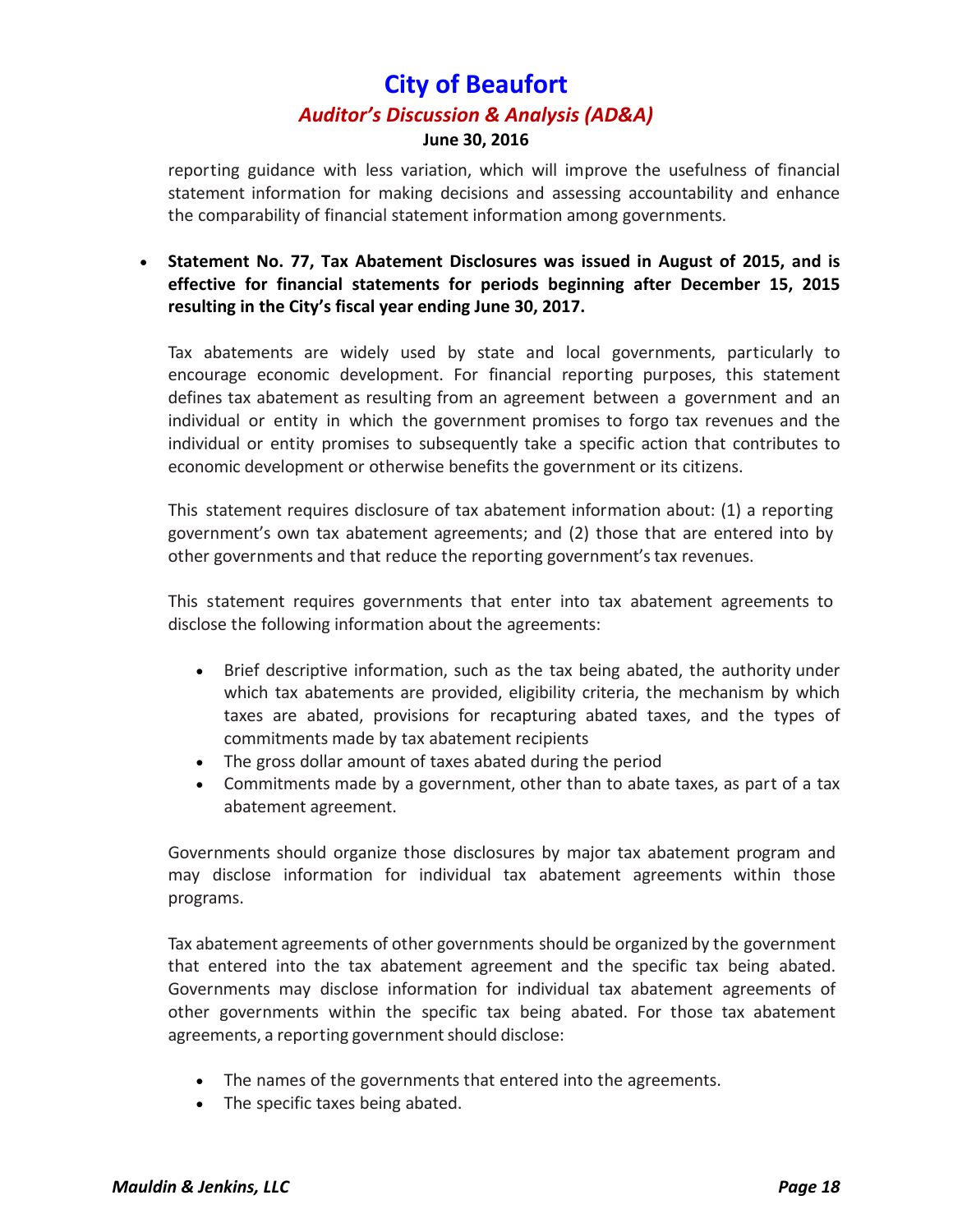reporting guidance with less variation, which will improve the usefulness of financial statement information for making decisions and assessing accountability and enhance the comparability of financial statement information among governments.

- **Statement No. 77, Tax Abatement Disclosures was issued in August of 2015, and is effective for financial statements for periods beginning after December 15, 2015 resulting in the City's fiscal year ending June 30, 2017.**

  Tax abatements are widely used by state and local governments, particularly to encourage economic development. For financial reporting purposes, this statement defines tax abatement as resulting from an agreement between a government and an individual or entity in which the government promises to forgo tax revenues and the individual or entity promises to subsequently take a specific action that contributes to economic development or otherwise benefits the government or its citizens.

  This statement requires disclosure of tax abatement information about: (1) a reporting government's own tax abatement agreements; and (2) those that are entered into by other governments and that reduce the reporting government's tax revenues.

  This statement requires governments that enter into tax abatement agreements to disclose the following information about the agreements:

  - Brief descriptive information, such as the tax being abated, the authority under which tax abatements are provided, eligibility criteria, the mechanism by which taxes are abated, provisions for recapturing abated taxes, and the types of commitments made by tax abatement recipients
  - The gross dollar amount of taxes abated during the period
  - Commitments made by a government, other than to abate taxes, as part of a tax abatement agreement.

  Governments should organize those disclosures by major tax abatement program and may disclose information for individual tax abatement agreements within those programs.

  Tax abatement agreements of other governments should be organized by the government that entered into the tax abatement agreement and the specific tax being abated. Governments may disclose information for individual tax abatement agreements of other governments within the specific tax being abated. For those tax abatement agreements, a reporting government should disclose:

  - The names of the governments that entered into the agreements.
  - The specific taxes being abated.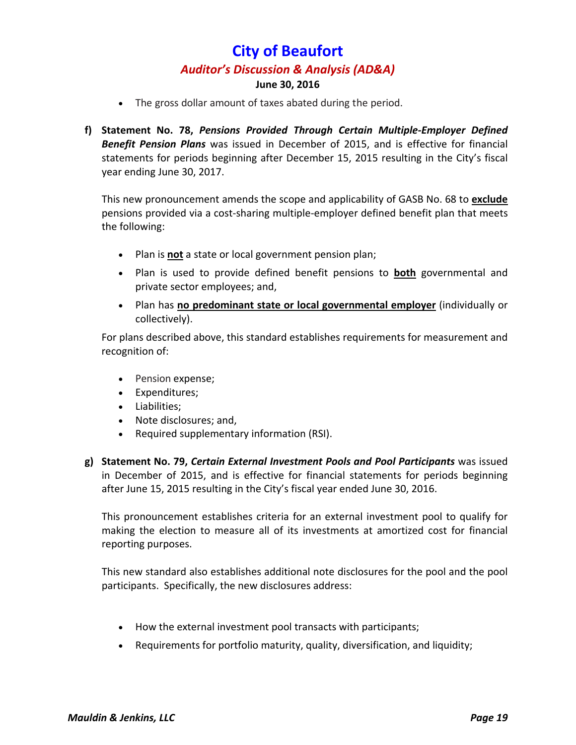- The gross dollar amount of taxes abated during the period.

**f) Statement No. 78, *Pensions Provided Through Certain Multiple-Employer Defined Benefit Pension Plans*** was issued in December of 2015, and is effective for financial statements for periods beginning after December 15, 2015 resulting in the City's fiscal year ending June 30, 2017.

This new pronouncement amends the scope and applicability of GASB No. 68 to **exclude** pensions provided via a cost-sharing multiple-employer defined benefit plan that meets the following:

- Plan is **not** a state or local government pension plan;
- Plan is used to provide defined benefit pensions to **both** governmental and private sector employees; and,
- Plan has **no predominant state or local governmental employer** (individually or collectively).

For plans described above, this standard establishes requirements for measurement and recognition of:

- Pension expense;
- Expenditures;
- Liabilities;
- Note disclosures; and,
- Required supplementary information (RSI).

**g) Statement No. 79, *Certain External Investment Pools and Pool Participants*** was issued in December of 2015, and is effective for financial statements for periods beginning after June 15, 2015 resulting in the City's fiscal year ended June 30, 2016.

This pronouncement establishes criteria for an external investment pool to qualify for making the election to measure all of its investments at amortized cost for financial reporting purposes.

This new standard also establishes additional note disclosures for the pool and the pool participants. Specifically, the new disclosures address:

- How the external investment pool transacts with participants;
- Requirements for portfolio maturity, quality, diversification, and liquidity;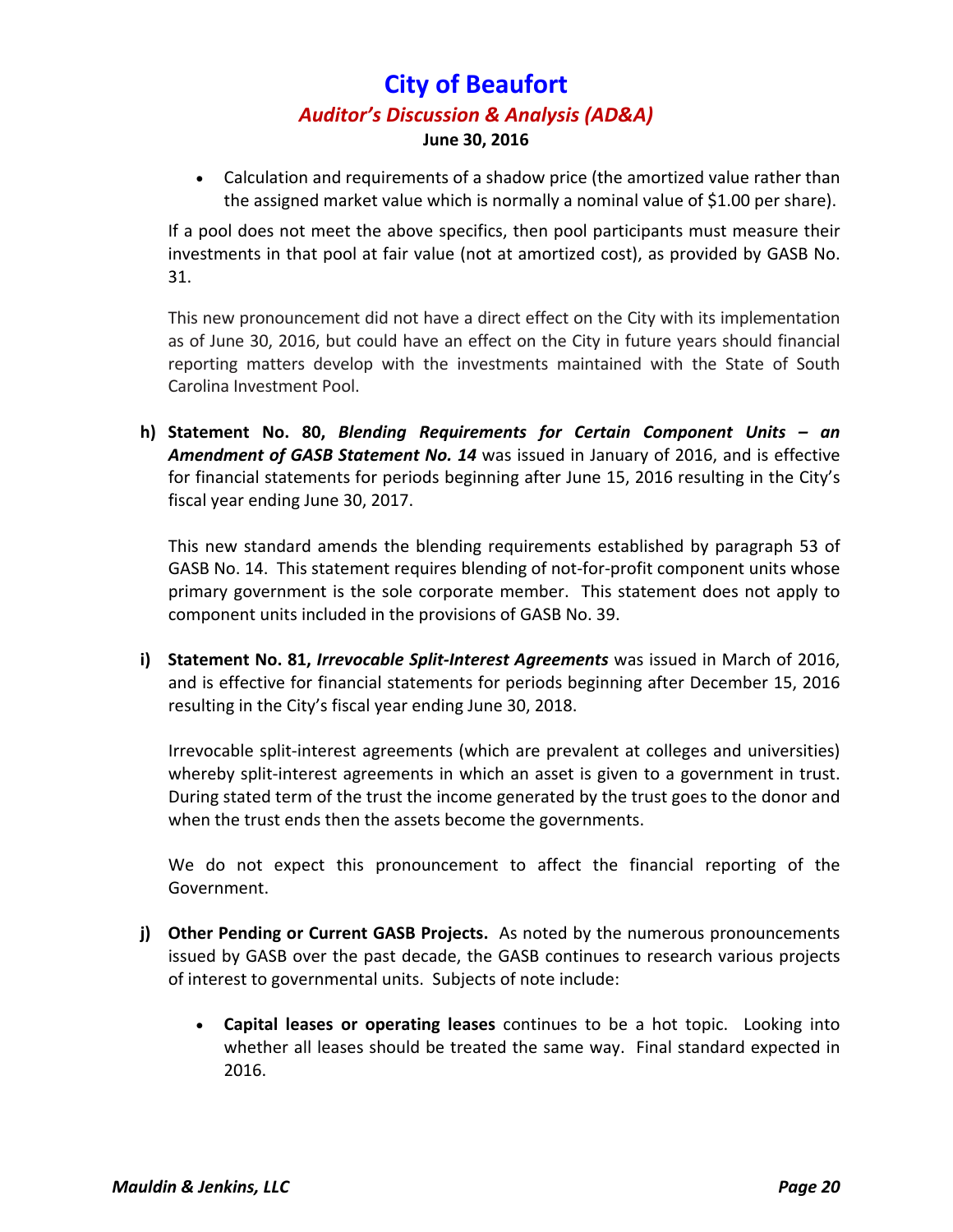- Calculation and requirements of a shadow price (the amortized value rather than the assigned market value which is normally a nominal value of $1.00 per share).

If a pool does not meet the above specifics, then pool participants must measure their investments in that pool at fair value (not at amortized cost), as provided by GASB No. 31.

This new pronouncement did not have a direct effect on the City with its implementation as of June 30, 2016, but could have an effect on the City in future years should financial reporting matters develop with the investments maintained with the State of South Carolina Investment Pool.

**h) Statement No. 80, *Blending Requirements for Certain Component Units – an Amendment of GASB Statement No. 14*** was issued in January of 2016, and is effective for financial statements for periods beginning after June 15, 2016 resulting in the City's fiscal year ending June 30, 2017.

This new standard amends the blending requirements established by paragraph 53 of GASB No. 14. This statement requires blending of not-for-profit component units whose primary government is the sole corporate member. This statement does not apply to component units included in the provisions of GASB No. 39.

**i) Statement No. 81, *Irrevocable Split-Interest Agreements*** was issued in March of 2016, and is effective for financial statements for periods beginning after December 15, 2016 resulting in the City's fiscal year ending June 30, 2018.

Irrevocable split-interest agreements (which are prevalent at colleges and universities) whereby split-interest agreements in which an asset is given to a government in trust. During stated term of the trust the income generated by the trust goes to the donor and when the trust ends then the assets become the governments.

We do not expect this pronouncement to affect the financial reporting of the Government.

**j) Other Pending or Current GASB Projects.** As noted by the numerous pronouncements issued by GASB over the past decade, the GASB continues to research various projects of interest to governmental units. Subjects of note include:

- **Capital leases or operating leases** continues to be a hot topic. Looking into whether all leases should be treated the same way. Final standard expected in 2016.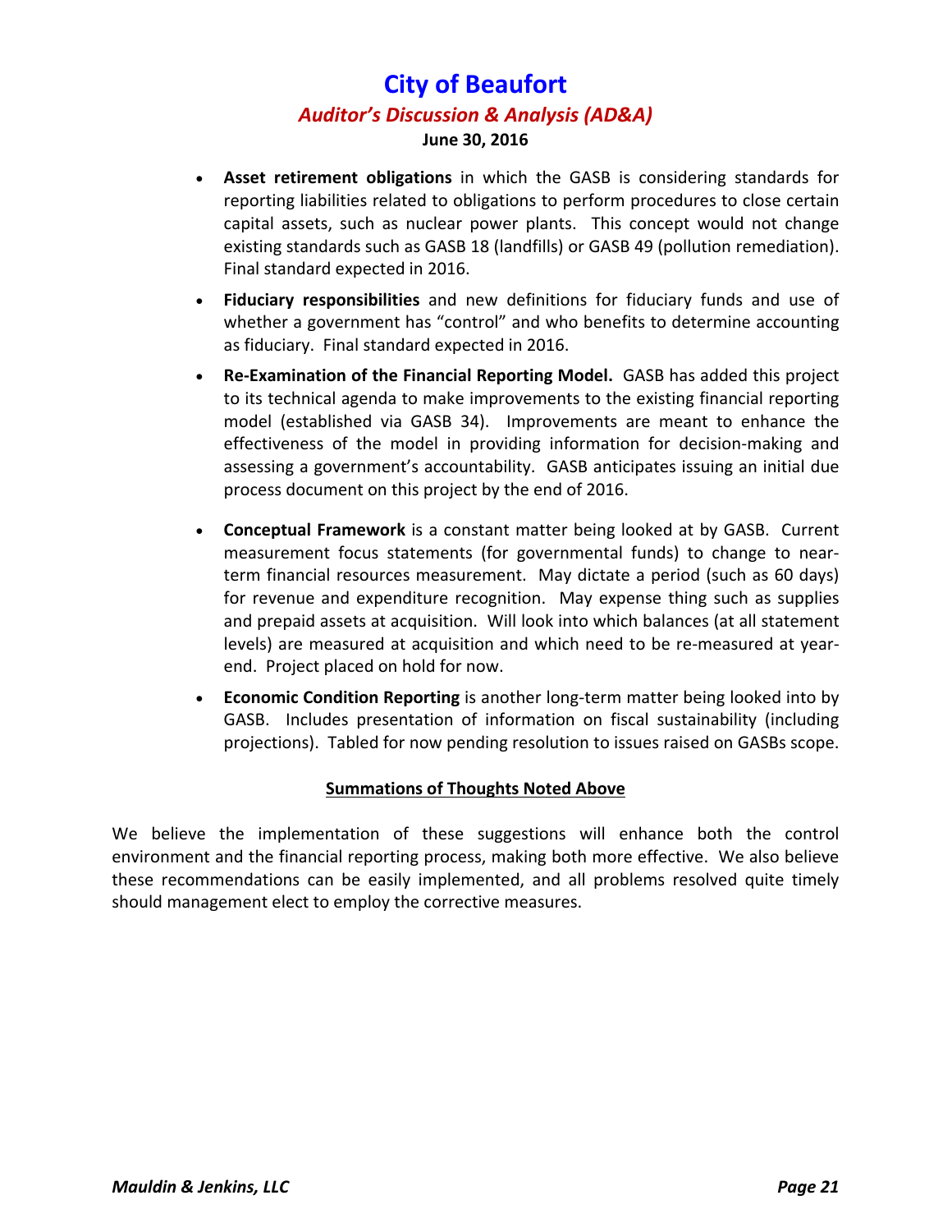- **Asset retirement obligations** in which the GASB is considering standards for reporting liabilities related to obligations to perform procedures to close certain capital assets, such as nuclear power plants. This concept would not change existing standards such as GASB 18 (landfills) or GASB 49 (pollution remediation). Final standard expected in 2016.

- **Fiduciary responsibilities** and new definitions for fiduciary funds and use of whether a government has "control" and who benefits to determine accounting as fiduciary. Final standard expected in 2016.

- **Re-Examination of the Financial Reporting Model.** GASB has added this project to its technical agenda to make improvements to the existing financial reporting model (established via GASB 34). Improvements are meant to enhance the effectiveness of the model in providing information for decision-making and assessing a government's accountability. GASB anticipates issuing an initial due process document on this project by the end of 2016.

- **Conceptual Framework** is a constant matter being looked at by GASB. Current measurement focus statements (for governmental funds) to change to near-term financial resources measurement. May dictate a period (such as 60 days) for revenue and expenditure recognition. May expense thing such as supplies and prepaid assets at acquisition. Will look into which balances (at all statement levels) are measured at acquisition and which need to be re-measured at year-end. Project placed on hold for now.

- **Economic Condition Reporting** is another long-term matter being looked into by GASB. Includes presentation of information on fiscal sustainability (including projections). Tabled for now pending resolution to issues raised on GASBs scope.

**Summations of Thoughts Noted Above**

We believe the implementation of these suggestions will enhance both the control environment and the financial reporting process, making both more effective. We also believe these recommendations can be easily implemented, and all problems resolved quite timely should management elect to employ the corrective measures.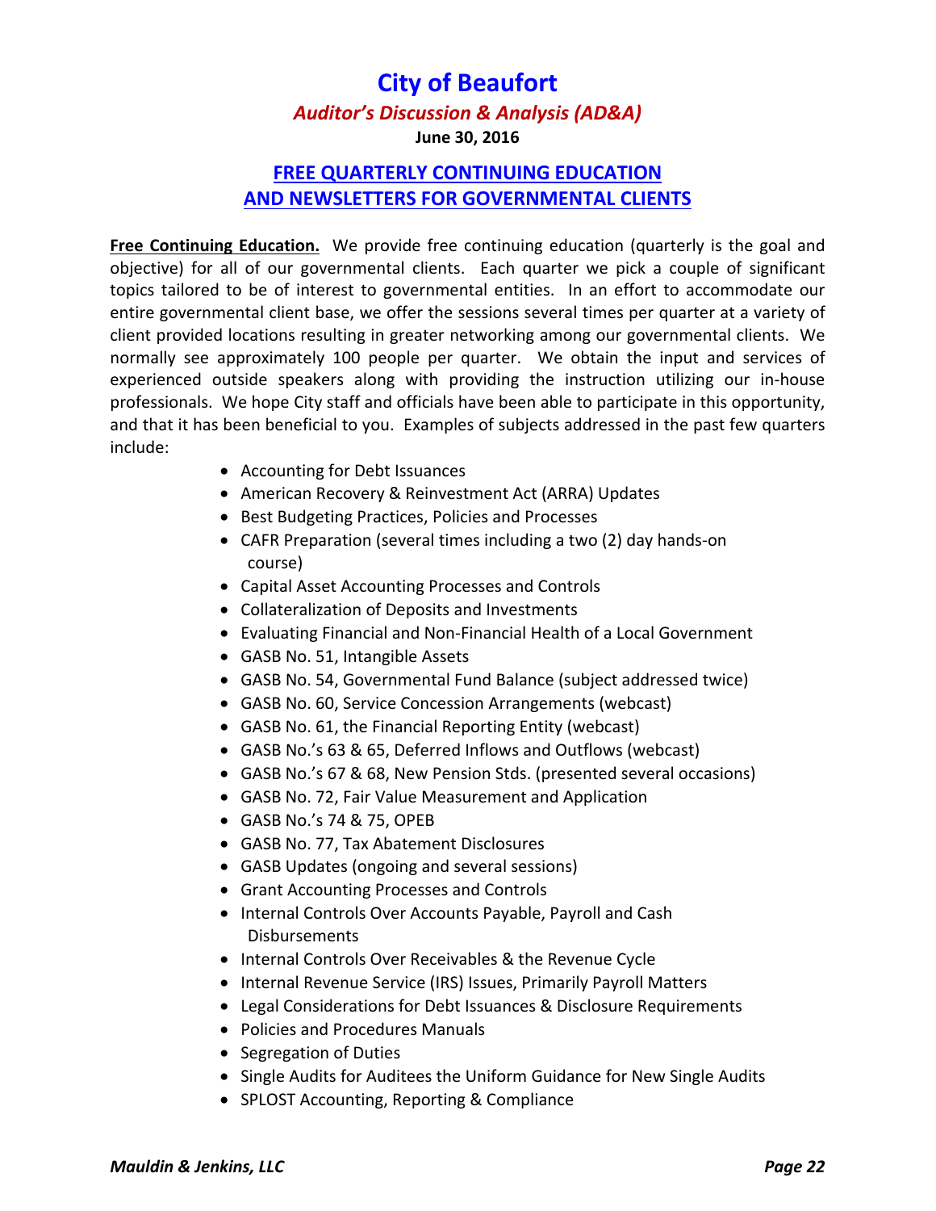# City of Beaufort

## *Auditor's Discussion & Analysis (AD&A)*

**June 30, 2016**

## FREE QUARTERLY CONTINUING EDUCATION AND NEWSLETTERS FOR GOVERNMENTAL CLIENTS

**Free Continuing Education.** We provide free continuing education (quarterly is the goal and objective) for all of our governmental clients. Each quarter we pick a couple of significant topics tailored to be of interest to governmental entities. In an effort to accommodate our entire governmental client base, we offer the sessions several times per quarter at a variety of client provided locations resulting in greater networking among our governmental clients. We normally see approximately 100 people per quarter. We obtain the input and services of experienced outside speakers along with providing the instruction utilizing our in-house professionals. We hope City staff and officials have been able to participate in this opportunity, and that it has been beneficial to you. Examples of subjects addressed in the past few quarters include:

- Accounting for Debt Issuances
- American Recovery & Reinvestment Act (ARRA) Updates
- Best Budgeting Practices, Policies and Processes
- CAFR Preparation (several times including a two (2) day hands-on course)
- Capital Asset Accounting Processes and Controls
- Collateralization of Deposits and Investments
- Evaluating Financial and Non-Financial Health of a Local Government
- GASB No. 51, Intangible Assets
- GASB No. 54, Governmental Fund Balance (subject addressed twice)
- GASB No. 60, Service Concession Arrangements (webcast)
- GASB No. 61, the Financial Reporting Entity (webcast)
- GASB No.'s 63 & 65, Deferred Inflows and Outflows (webcast)
- GASB No.'s 67 & 68, New Pension Stds. (presented several occasions)
- GASB No. 72, Fair Value Measurement and Application
- GASB No.'s 74 & 75, OPEB
- GASB No. 77, Tax Abatement Disclosures
- GASB Updates (ongoing and several sessions)
- Grant Accounting Processes and Controls
- Internal Controls Over Accounts Payable, Payroll and Cash Disbursements
- Internal Controls Over Receivables & the Revenue Cycle
- Internal Revenue Service (IRS) Issues, Primarily Payroll Matters
- Legal Considerations for Debt Issuances & Disclosure Requirements
- Policies and Procedures Manuals
- Segregation of Duties
- Single Audits for Auditees the Uniform Guidance for New Single Audits
- SPLOST Accounting, Reporting & Compliance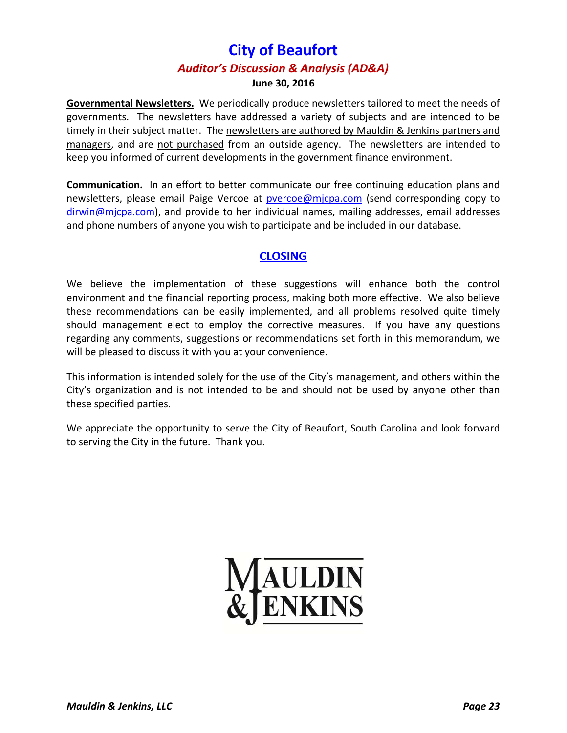**Governmental Newsletters.** We periodically produce newsletters tailored to meet the needs of governments. The newsletters have addressed a variety of subjects and are intended to be timely in their subject matter. The newsletters are authored by Mauldin & Jenkins partners and managers, and are not purchased from an outside agency. The newsletters are intended to keep you informed of current developments in the government finance environment.

**Communication.** In an effort to better communicate our free continuing education plans and newsletters, please email Paige Vercoe at pvercoe@mjcpa.com (send corresponding copy to dirwin@mjcpa.com), and provide to her individual names, mailing addresses, email addresses and phone numbers of anyone you wish to participate and be included in our database.

## CLOSING

We believe the implementation of these suggestions will enhance both the control environment and the financial reporting process, making both more effective. We also believe these recommendations can be easily implemented, and all problems resolved quite timely should management elect to employ the corrective measures. If you have any questions regarding any comments, suggestions or recommendations set forth in this memorandum, we will be pleased to discuss it with you at your convenience.

This information is intended solely for the use of the City's management, and others within the City's organization and is not intended to be and should not be used by anyone other than these specified parties.

We appreciate the opportunity to serve the City of Beaufort, South Carolina and look forward to serving the City in the future. Thank you.

MAULDIN & JENKINS